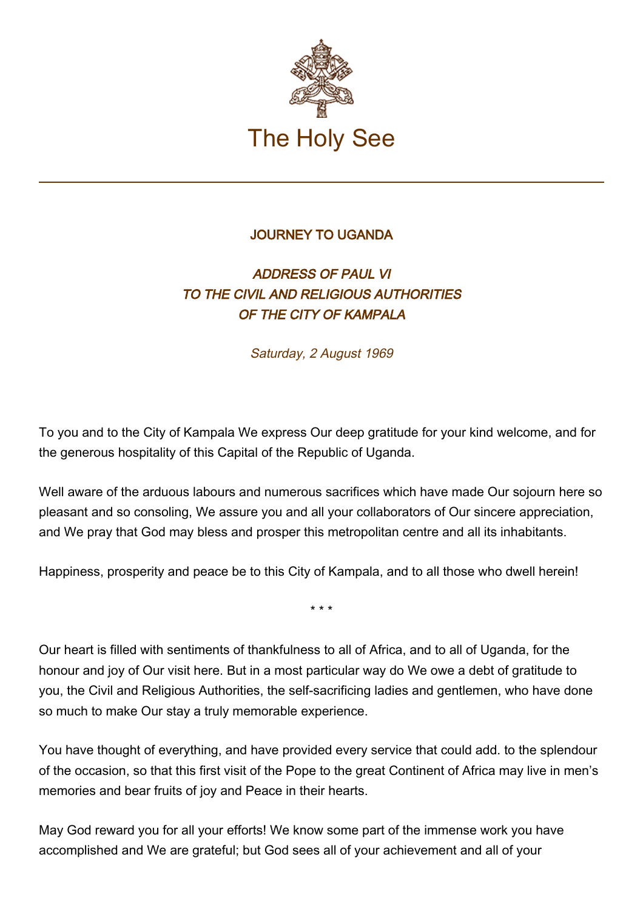# The Holy See

## JOURNEY TO UGANDA

### *ADDRESS OF PAUL VI TO THE CIVIL AND RELIGIOUS AUTHORITIES OF THE CITY OF KAMPALA*

*Saturday, 2 August 1969*

To you and to the City of Kampala We express Our deep gratitude for your kind welcome, and for the generous hospitality of this Capital of the Republic of Uganda.

Well aware of the arduous labours and numerous sacrifices which have made Our sojourn here so pleasant and so consoling, We assure you and all your collaborators of Our sincere appreciation, and We pray that God may bless and prosper this metropolitan centre and all its inhabitants.

Happiness, prosperity and peace be to this City of Kampala, and to all those who dwell herein!

\* \* \*

Our heart is filled with sentiments of thankfulness to all of Africa, and to all of Uganda, for the honour and joy of Our visit here. But in a most particular way do We owe a debt of gratitude to you, the Civil and Religious Authorities, the self-sacrificing ladies and gentlemen, who have done so much to make Our stay a truly memorable experience.

You have thought of everything, and have provided every service that could add. to the splendour of the occasion, so that this first visit of the Pope to the great Continent of Africa may live in men's memories and bear fruits of joy and Peace in their hearts.

May God reward you for all your efforts! We know some part of the immense work you have accomplished and We are grateful; but God sees all of your achievement and all of your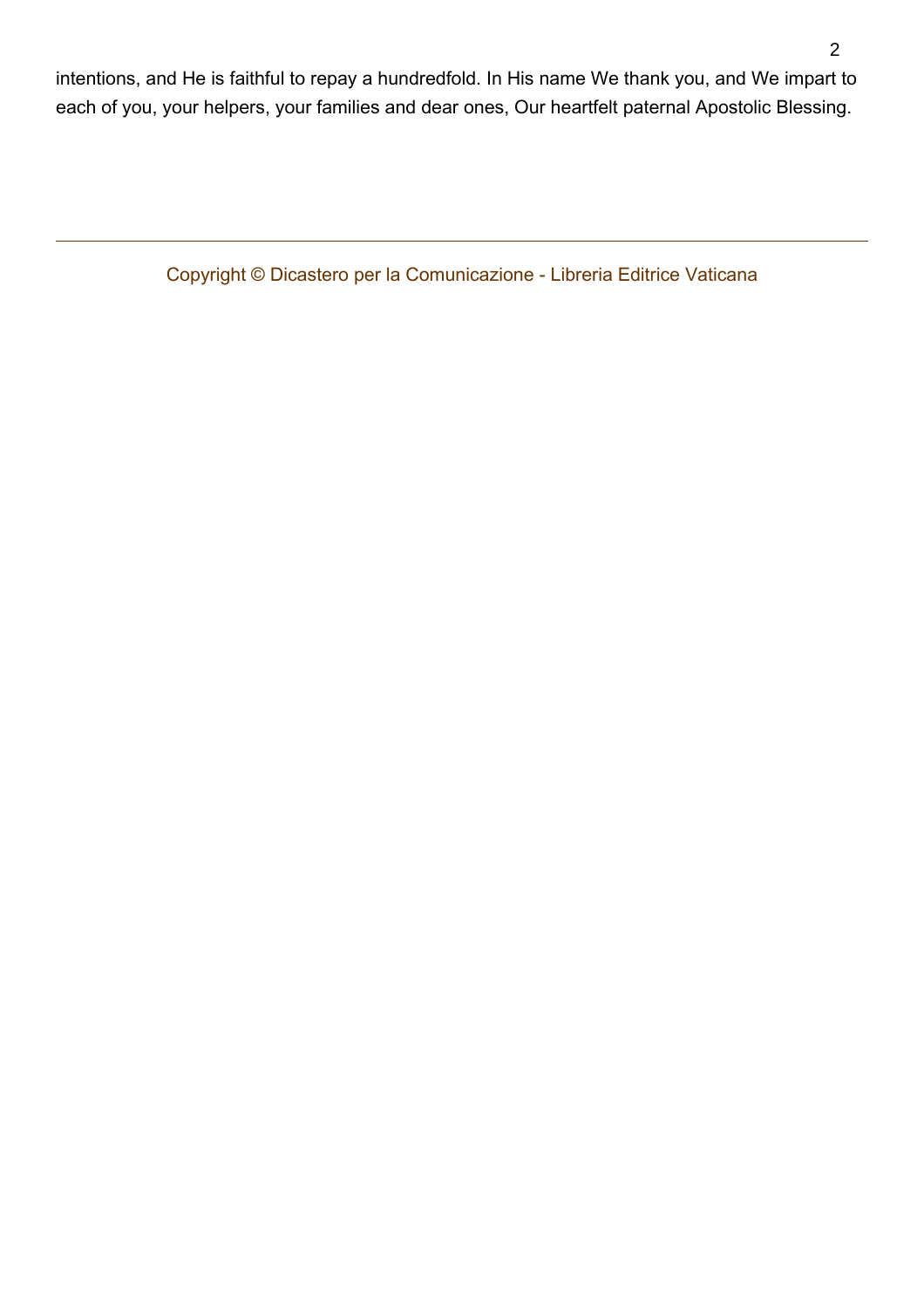intentions, and He is faithful to repay a hundredfold. In His name We thank you, and We impart to each of you, your helpers, your families and dear ones, Our heartfelt paternal Apostolic Blessing.

---

Copyright © Dicastero per la Comunicazione - Libreria Editrice Vaticana